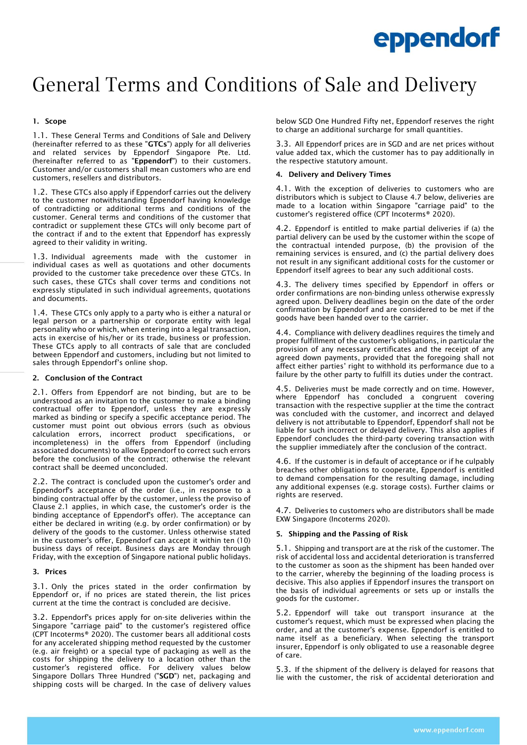# General Terms and Conditions of Sale and Delivery

## 1. Scope

1.1. These General Terms and Conditions of Sale and Delivery (hereinafter referred to as these "**GTCs**") apply for all deliveries and related services by Eppendorf Singapore Pte. Ltd. (hereinafter referred to as "**Eppendorf**") to their customers. Customer and/or customers shall mean customers who are end customers, resellers and distributors.

1.2. These GTCs also apply if Eppendorf carries out the delivery to the customer notwithstanding Eppendorf having knowledge of contradicting or additional terms and conditions of the customer. General terms and conditions of the customer that contradict or supplement these GTCs will only become part of the contract if and to the extent that Eppendorf has expressly agreed to their validity in writing.

1.3. Individual agreements made with the customer in individual cases as well as quotations and other documents provided to the customer take precedence over these GTCs. In such cases, these GTCs shall cover terms and conditions not expressly stipulated in such individual agreements, quotations and documents.

1.4. These GTCs only apply to a party who is either a natural or legal person or a partnership or corporate entity with legal personality who or which, when entering into a legal transaction, acts in exercise of his/her or its trade, business or profession. These GTCs apply to all contracts of sale that are concluded between Eppendorf and customers, including but not limited to sales through Eppendorf's online shop.

## 2. Conclusion of the Contract

2.1. Offers from Eppendorf are not binding, but are to be understood as an invitation to the customer to make a binding contractual offer to Eppendorf, unless they are expressly marked as binding or specify a specific acceptance period. The customer must point out obvious errors (such as obvious calculation errors, incorrect product specifications, or incompleteness) in the offers from Eppendorf (including associated documents) to allow Eppendorf to correct such errors before the conclusion of the contract; otherwise the relevant contract shall be deemed unconcluded.

2.2. The contract is concluded upon the customer's order and Eppendorf's acceptance of the order (i.e., in response to a binding contractual offer by the customer, unless the proviso of Clause 2.1 applies, in which case, the customer's order is the binding acceptance of Eppendorf's offer). The acceptance can either be declared in writing (e.g. by order confirmation) or by delivery of the goods to the customer. Unless otherwise stated in the customer's offer, Eppendorf can accept it within ten (10) business days of receipt. Business days are Monday through Friday, with the exception of Singapore national public holidays.

## 3. Prices

3.1. Only the prices stated in the order confirmation by Eppendorf or, if no prices are stated therein, the list prices current at the time the contract is concluded are decisive.

3.2. Eppendorf's prices apply for on-site deliveries within the Singapore "carriage paid" to the customer's registered office (CPT Incoterms® 2020). The customer bears all additional costs for any accelerated shipping method requested by the customer (e.g. air freight) or a special type of packaging as well as the costs for shipping the delivery to a location other than the customer's registered office. For delivery values below Singapore Dollars Three Hundred ("**SGD**") net, packaging and shipping costs will be charged. In the case of delivery values below SGD One Hundred Fifty net, Eppendorf reserves the right to charge an additional surcharge for small quantities.

3.3. All Eppendorf prices are in SGD and are net prices without value added tax, which the customer has to pay additionally in the respective statutory amount.

## 4. Delivery and Delivery Times

4.1. With the exception of deliveries to customers who are distributors which is subject to Clause 4.7 below, deliveries are made to a location within Singapore "carriage paid" to the customer's registered office (CPT Incoterms® 2020).

4.2. Eppendorf is entitled to make partial deliveries if (a) the partial delivery can be used by the customer within the scope of the contractual intended purpose, (b) the provision of the remaining services is ensured, and (c) the partial delivery does not result in any significant additional costs for the customer or Eppendorf itself agrees to bear any such additional costs.

4.3. The delivery times specified by Eppendorf in offers or order confirmations are non-binding unless otherwise expressly agreed upon. Delivery deadlines begin on the date of the order confirmation by Eppendorf and are considered to be met if the goods have been handed over to the carrier.

4.4. Compliance with delivery deadlines requires the timely and proper fulfillment of the customer's obligations, in particular the provision of any necessary certificates and the receipt of any agreed down payments, provided that the foregoing shall not affect either parties' right to withhold its performance due to a failure by the other party to fulfill its duties under the contract.

4.5. Deliveries must be made correctly and on time. However, where Eppendorf has concluded a congruent covering transaction with the respective supplier at the time the contract was concluded with the customer, and incorrect and delayed delivery is not attributable to Eppendorf, Eppendorf shall not be liable for such incorrect or delayed delivery. This also applies if Eppendorf concludes the third-party covering transaction with the supplier immediately after the conclusion of the contract.

4.6. If the customer is in default of acceptance or if he culpably breaches other obligations to cooperate, Eppendorf is entitled to demand compensation for the resulting damage, including any additional expenses (e.g. storage costs). Further claims or rights are reserved.

4.7. Deliveries to customers who are distributors shall be made EXW Singapore (Incoterms 2020).

## 5. Shipping and the Passing of Risk

5.1. Shipping and transport are at the risk of the customer. The risk of accidental loss and accidental deterioration is transferred to the customer as soon as the shipment has been handed over to the carrier, whereby the beginning of the loading process is decisive. This also applies if Eppendorf insures the transport on the basis of individual agreements or sets up or installs the goods for the customer.

5.2. Eppendorf will take out transport insurance at the customer's request, which must be expressed when placing the order, and at the customer's expense. Eppendorf is entitled to name itself as a beneficiary. When selecting the transport insurer, Eppendorf is only obligated to use a reasonable degree of care.

5.3. If the shipment of the delivery is delayed for reasons that lie with the customer, the risk of accidental deterioration and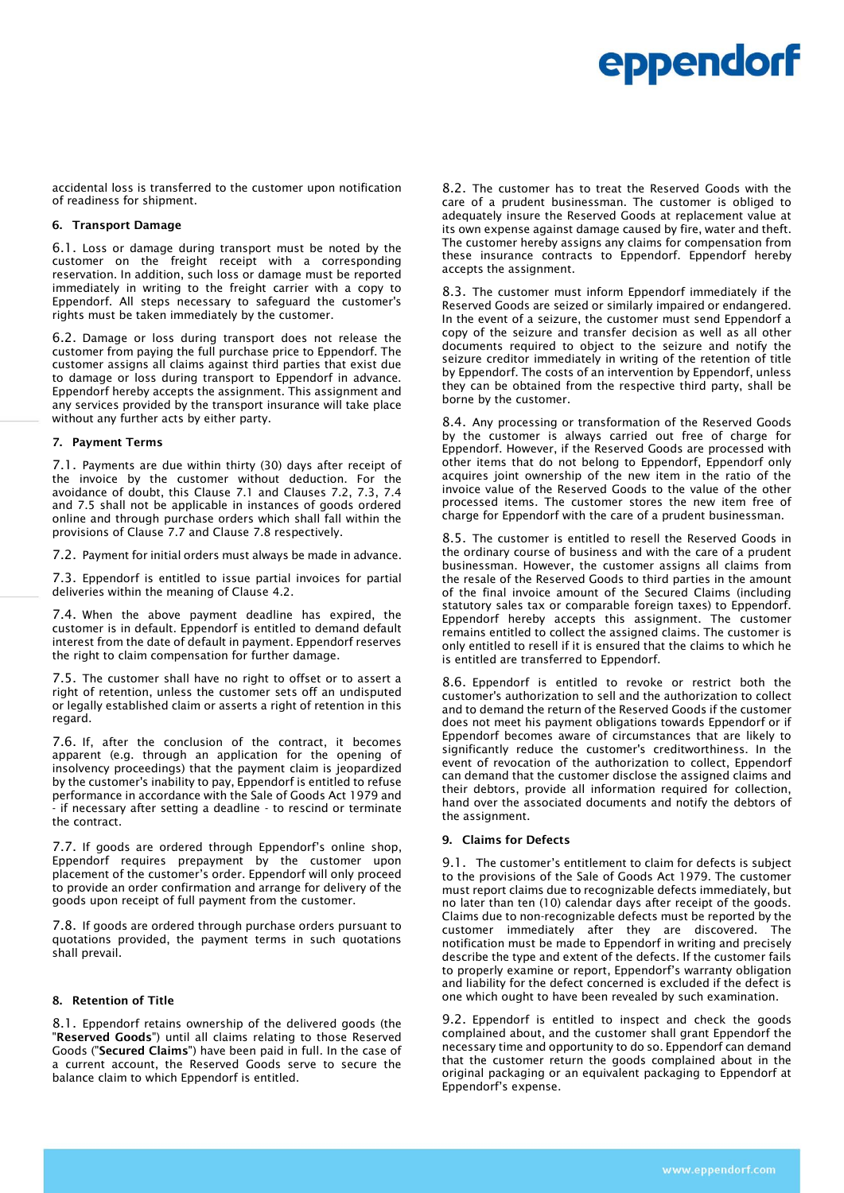accidental loss is transferred to the customer upon notification of readiness for shipment.

## 6. Transport Damage

6.1. Loss or damage during transport must be noted by the customer on the freight receipt with a corresponding reservation. In addition, such loss or damage must be reported immediately in writing to the freight carrier with a copy to Eppendorf. All steps necessary to safeguard the customer's rights must be taken immediately by the customer.

6.2. Damage or loss during transport does not release the customer from paying the full purchase price to Eppendorf. The customer assigns all claims against third parties that exist due to damage or loss during transport to Eppendorf in advance. Eppendorf hereby accepts the assignment. This assignment and any services provided by the transport insurance will take place without any further acts by either party.

## 7. Payment Terms

7.1. Payments are due within thirty (30) days after receipt of the invoice by the customer without deduction. For the avoidance of doubt, this Clause 7.1 and Clauses 7.2, 7.3, 7.4 and 7.5 shall not be applicable in instances of goods ordered online and through purchase orders which shall fall within the provisions of Clause 7.7 and Clause 7.8 respectively.

7.2. Payment for initial orders must always be made in advance.

7.3. Eppendorf is entitled to issue partial invoices for partial deliveries within the meaning of Clause 4.2.

7.4. When the above payment deadline has expired, the customer is in default. Eppendorf is entitled to demand default interest from the date of default in payment. Eppendorf reserves the right to claim compensation for further damage.

7.5. The customer shall have no right to offset or to assert a right of retention, unless the customer sets off an undisputed or legally established claim or asserts a right of retention in this regard.

7.6. If, after the conclusion of the contract, it becomes apparent (e.g. through an application for the opening of insolvency proceedings) that the payment claim is jeopardized by the customer's inability to pay, Eppendorf is entitled to refuse performance in accordance with the Sale of Goods Act 1979 and - if necessary after setting a deadline - to rescind or terminate the contract.

7.7. If goods are ordered through Eppendorf's online shop, Eppendorf requires prepayment by the customer upon placement of the customer's order. Eppendorf will only proceed to provide an order confirmation and arrange for delivery of the goods upon receipt of full payment from the customer.

7.8. If goods are ordered through purchase orders pursuant to quotations provided, the payment terms in such quotations shall prevail.

## 8. Retention of Title

8.1. Eppendorf retains ownership of the delivered goods (the "**Reserved Goods**") until all claims relating to those Reserved Goods ("**Secured Claims**") have been paid in full. In the case of a current account, the Reserved Goods serve to secure the balance claim to which Eppendorf is entitled.

8.2. The customer has to treat the Reserved Goods with the care of a prudent businessman. The customer is obliged to adequately insure the Reserved Goods at replacement value at its own expense against damage caused by fire, water and theft. The customer hereby assigns any claims for compensation from these insurance contracts to Eppendorf. Eppendorf hereby accepts the assignment.

8.3. The customer must inform Eppendorf immediately if the Reserved Goods are seized or similarly impaired or endangered. In the event of a seizure, the customer must send Eppendorf a copy of the seizure and transfer decision as well as all other documents required to object to the seizure and notify the seizure creditor immediately in writing of the retention of title by Eppendorf. The costs of an intervention by Eppendorf, unless they can be obtained from the respective third party, shall be borne by the customer.

8.4. Any processing or transformation of the Reserved Goods by the customer is always carried out free of charge for Eppendorf. However, if the Reserved Goods are processed with other items that do not belong to Eppendorf, Eppendorf only acquires joint ownership of the new item in the ratio of the invoice value of the Reserved Goods to the value of the other processed items. The customer stores the new item free of charge for Eppendorf with the care of a prudent businessman.

8.5. The customer is entitled to resell the Reserved Goods in the ordinary course of business and with the care of a prudent businessman. However, the customer assigns all claims from the resale of the Reserved Goods to third parties in the amount of the final invoice amount of the Secured Claims (including statutory sales tax or comparable foreign taxes) to Eppendorf. Eppendorf hereby accepts this assignment. The customer remains entitled to collect the assigned claims. The customer is only entitled to resell if it is ensured that the claims to which he is entitled are transferred to Eppendorf.

8.6. Eppendorf is entitled to revoke or restrict both the customer's authorization to sell and the authorization to collect and to demand the return of the Reserved Goods if the customer does not meet his payment obligations towards Eppendorf or if Eppendorf becomes aware of circumstances that are likely to significantly reduce the customer's creditworthiness. In the event of revocation of the authorization to collect, Eppendorf can demand that the customer disclose the assigned claims and their debtors, provide all information required for collection, hand over the associated documents and notify the debtors of the assignment.

## 9. Claims for Defects

9.1. The customer's entitlement to claim for defects is subject to the provisions of the Sale of Goods Act 1979. The customer must report claims due to recognizable defects immediately, but no later than ten (10) calendar days after receipt of the goods. Claims due to non-recognizable defects must be reported by the customer immediately after they are discovered. The notification must be made to Eppendorf in writing and precisely describe the type and extent of the defects. If the customer fails to properly examine or report, Eppendorf's warranty obligation and liability for the defect concerned is excluded if the defect is one which ought to have been revealed by such examination.

9.2. Eppendorf is entitled to inspect and check the goods complained about, and the customer shall grant Eppendorf the necessary time and opportunity to do so. Eppendorf can demand that the customer return the goods complained about in the original packaging or an equivalent packaging to Eppendorf at Eppendorf's expense.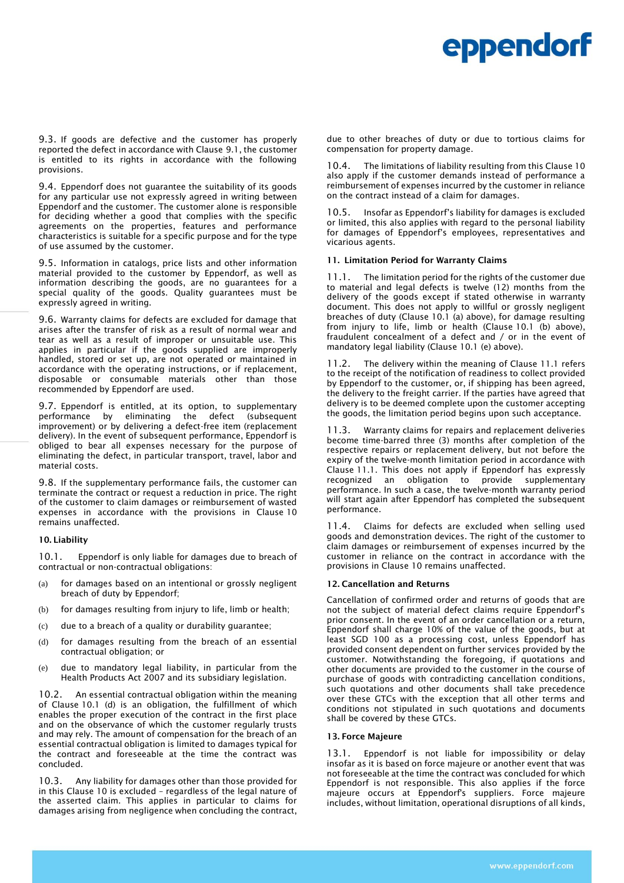9.3. If goods are defective and the customer has properly reported the defect in accordance with Clause 9.1, the customer is entitled to its rights in accordance with the following provisions.

9.4. Eppendorf does not guarantee the suitability of its goods for any particular use not expressly agreed in writing between Eppendorf and the customer. The customer alone is responsible for deciding whether a good that complies with the specific agreements on the properties, features and performance characteristics is suitable for a specific purpose and for the type of use assumed by the customer.

9.5. Information in catalogs, price lists and other information material provided to the customer by Eppendorf, as well as information describing the goods, are no guarantees for a special quality of the goods. Quality guarantees must be expressly agreed in writing.

9.6. Warranty claims for defects are excluded for damage that arises after the transfer of risk as a result of normal wear and tear as well as a result of improper or unsuitable use. This applies in particular if the goods supplied are improperly handled, stored or set up, are not operated or maintained in accordance with the operating instructions, or if replacement, disposable or consumable materials other than those recommended by Eppendorf are used.

9.7. Eppendorf is entitled, at its option, to supplementary performance by eliminating the defect (subsequent improvement) or by delivering a defect-free item (replacement delivery). In the event of subsequent performance, Eppendorf is obliged to bear all expenses necessary for the purpose of eliminating the defect, in particular transport, travel, labor and material costs.

9.8. If the supplementary performance fails, the customer can terminate the contract or request a reduction in price. The right of the customer to claim damages or reimbursement of wasted expenses in accordance with the provisions in Clause 10 remains unaffected.

**10. Liability**

10.1. Eppendorf is only liable for damages due to breach of contractual or non-contractual obligations:

(a) for damages based on an intentional or grossly negligent breach of duty by Eppendorf;

(b) for damages resulting from injury to life, limb or health;

(c) due to a breach of a quality or durability guarantee;

(d) for damages resulting from the breach of an essential contractual obligation; or

(e) due to mandatory legal liability, in particular from the Health Products Act 2007 and its subsidiary legislation.

10.2. An essential contractual obligation within the meaning of Clause 10.1 (d) is an obligation, the fulfillment of which enables the proper execution of the contract in the first place and on the observance of which the customer regularly trusts and may rely. The amount of compensation for the breach of an essential contractual obligation is limited to damages typical for the contract and foreseeable at the time the contract was concluded.

10.3. Any liability for damages other than those provided for in this Clause 10 is excluded – regardless of the legal nature of the asserted claim. This applies in particular to claims for damages arising from negligence when concluding the contract, due to other breaches of duty or due to tortious claims for compensation for property damage.

10.4. The limitations of liability resulting from this Clause 10 also apply if the customer demands instead of performance a reimbursement of expenses incurred by the customer in reliance on the contract instead of a claim for damages.

10.5. Insofar as Eppendorf's liability for damages is excluded or limited, this also applies with regard to the personal liability for damages of Eppendorf's employees, representatives and vicarious agents.

**11. Limitation Period for Warranty Claims**

11.1. The limitation period for the rights of the customer due to material and legal defects is twelve (12) months from the delivery of the goods except if stated otherwise in warranty document. This does not apply to willful or grossly negligent breaches of duty (Clause 10.1 (a) above), for damage resulting from injury to life, limb or health (Clause 10.1 (b) above), fraudulent concealment of a defect and / or in the event of mandatory legal liability (Clause 10.1 (e) above).

11.2. The delivery within the meaning of Clause 11.1 refers to the receipt of the notification of readiness to collect provided by Eppendorf to the customer, or, if shipping has been agreed, the delivery to the freight carrier. If the parties have agreed that delivery is to be deemed complete upon the customer accepting the goods, the limitation period begins upon such acceptance.

11.3. Warranty claims for repairs and replacement deliveries become time-barred three (3) months after completion of the respective repairs or replacement delivery, but not before the expiry of the twelve-month limitation period in accordance with Clause 11.1. This does not apply if Eppendorf has expressly recognized an obligation to provide supplementary performance. In such a case, the twelve-month warranty period will start again after Eppendorf has completed the subsequent performance.

11.4. Claims for defects are excluded when selling used goods and demonstration devices. The right of the customer to claim damages or reimbursement of expenses incurred by the customer in reliance on the contract in accordance with the provisions in Clause 10 remains unaffected.

**12. Cancellation and Returns**

Cancellation of confirmed order and returns of goods that are not the subject of material defect claims require Eppendorf's prior consent. In the event of an order cancellation or a return, Eppendorf shall charge 10% of the value of the goods, but at least SGD 100 as a processing cost, unless Eppendorf has provided consent dependent on further services provided by the customer. Notwithstanding the foregoing, if quotations and other documents are provided to the customer in the course of purchase of goods with contradicting cancellation conditions, such quotations and other documents shall take precedence over these GTCs with the exception that all other terms and conditions not stipulated in such quotations and documents shall be covered by these GTCs.

**13. Force Majeure**

13.1. Eppendorf is not liable for impossibility or delay insofar as it is based on force majeure or another event that was not foreseeable at the time the contract was concluded for which Eppendorf is not responsible. This also applies if the force majeure occurs at Eppendorf's suppliers. Force majeure includes, without limitation, operational disruptions of all kinds,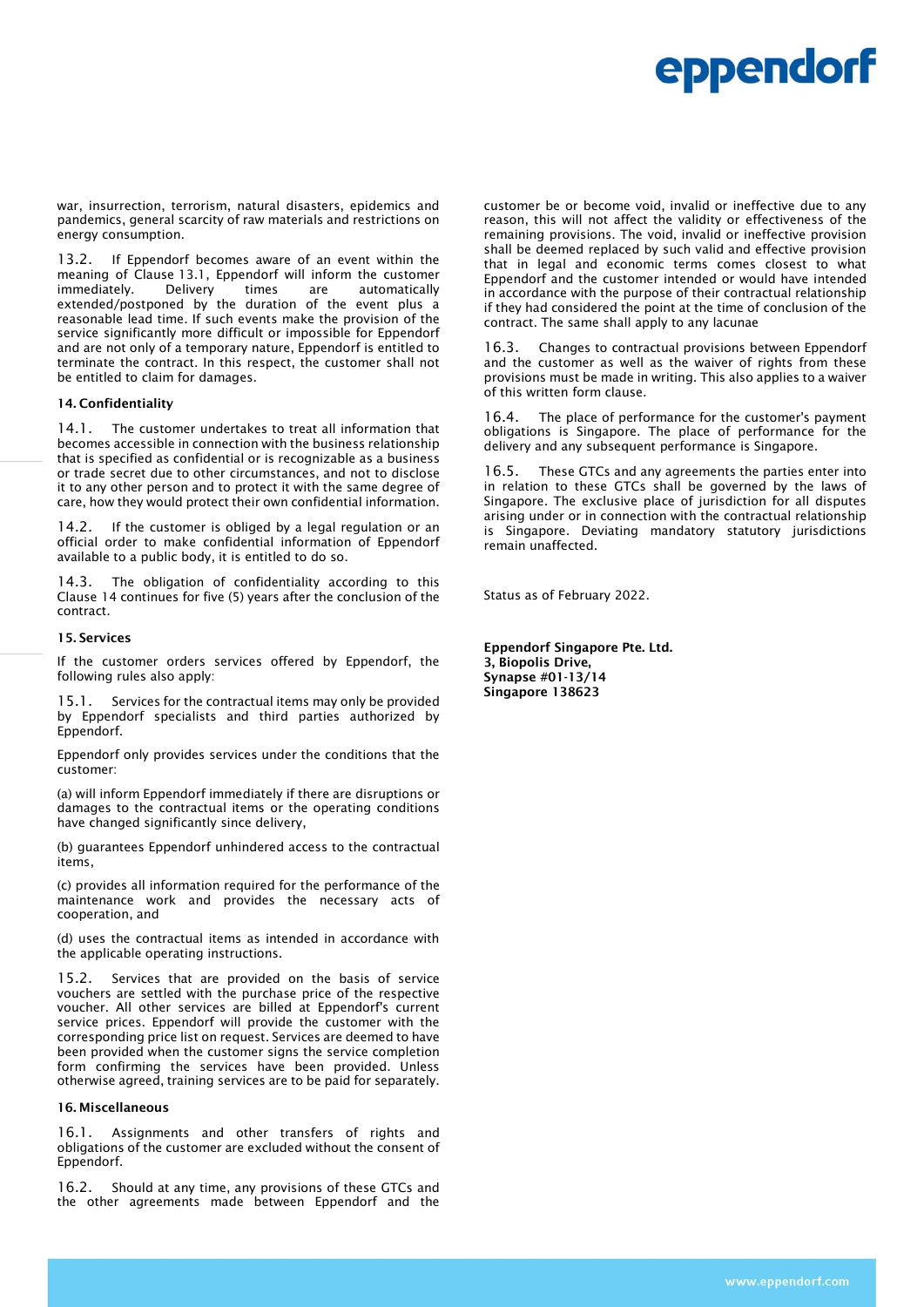war, insurrection, terrorism, natural disasters, epidemics and pandemics, general scarcity of raw materials and restrictions on energy consumption.

13.2. If Eppendorf becomes aware of an event within the meaning of Clause 13.1, Eppendorf will inform the customer immediately. Delivery times are automatically extended/postponed by the duration of the event plus a reasonable lead time. If such events make the provision of the service significantly more difficult or impossible for Eppendorf and are not only of a temporary nature, Eppendorf is entitled to terminate the contract. In this respect, the customer shall not be entitled to claim for damages.

### 14. Confidentiality

14.1. The customer undertakes to treat all information that becomes accessible in connection with the business relationship that is specified as confidential or is recognizable as a business or trade secret due to other circumstances, and not to disclose it to any other person and to protect it with the same degree of care, how they would protect their own confidential information.

14.2. If the customer is obliged by a legal regulation or an official order to make confidential information of Eppendorf available to a public body, it is entitled to do so.

14.3. The obligation of confidentiality according to this Clause 14 continues for five (5) years after the conclusion of the contract.

### 15. Services

If the customer orders services offered by Eppendorf, the following rules also apply:

15.1. Services for the contractual items may only be provided by Eppendorf specialists and third parties authorized by Eppendorf.

Eppendorf only provides services under the conditions that the customer:

(a) will inform Eppendorf immediately if there are disruptions or damages to the contractual items or the operating conditions have changed significantly since delivery,

(b) guarantees Eppendorf unhindered access to the contractual items,

(c) provides all information required for the performance of the maintenance work and provides the necessary acts of cooperation, and

(d) uses the contractual items as intended in accordance with the applicable operating instructions.

15.2. Services that are provided on the basis of service vouchers are settled with the purchase price of the respective voucher. All other services are billed at Eppendorf's current service prices. Eppendorf will provide the customer with the corresponding price list on request. Services are deemed to have been provided when the customer signs the service completion form confirming the services have been provided. Unless otherwise agreed, training services are to be paid for separately.

### 16. Miscellaneous

16.1. Assignments and other transfers of rights and obligations of the customer are excluded without the consent of Eppendorf.

16.2. Should at any time, any provisions of these GTCs and the other agreements made between Eppendorf and the customer be or become void, invalid or ineffective due to any reason, this will not affect the validity or effectiveness of the remaining provisions. The void, invalid or ineffective provision shall be deemed replaced by such valid and effective provision that in legal and economic terms comes closest to what Eppendorf and the customer intended or would have intended in accordance with the purpose of their contractual relationship if they had considered the point at the time of conclusion of the contract. The same shall apply to any lacunae

16.3. Changes to contractual provisions between Eppendorf and the customer as well as the waiver of rights from these provisions must be made in writing. This also applies to a waiver of this written form clause.

16.4. The place of performance for the customer's payment obligations is Singapore. The place of performance for the delivery and any subsequent performance is Singapore.

16.5. These GTCs and any agreements the parties enter into in relation to these GTCs shall be governed by the laws of Singapore. The exclusive place of jurisdiction for all disputes arising under or in connection with the contractual relationship is Singapore. Deviating mandatory statutory jurisdictions remain unaffected.

Status as of February 2022.

**Eppendorf Singapore Pte. Ltd.**
**3, Biopolis Drive,**
**Synapse #01-13/14**
**Singapore 138623**